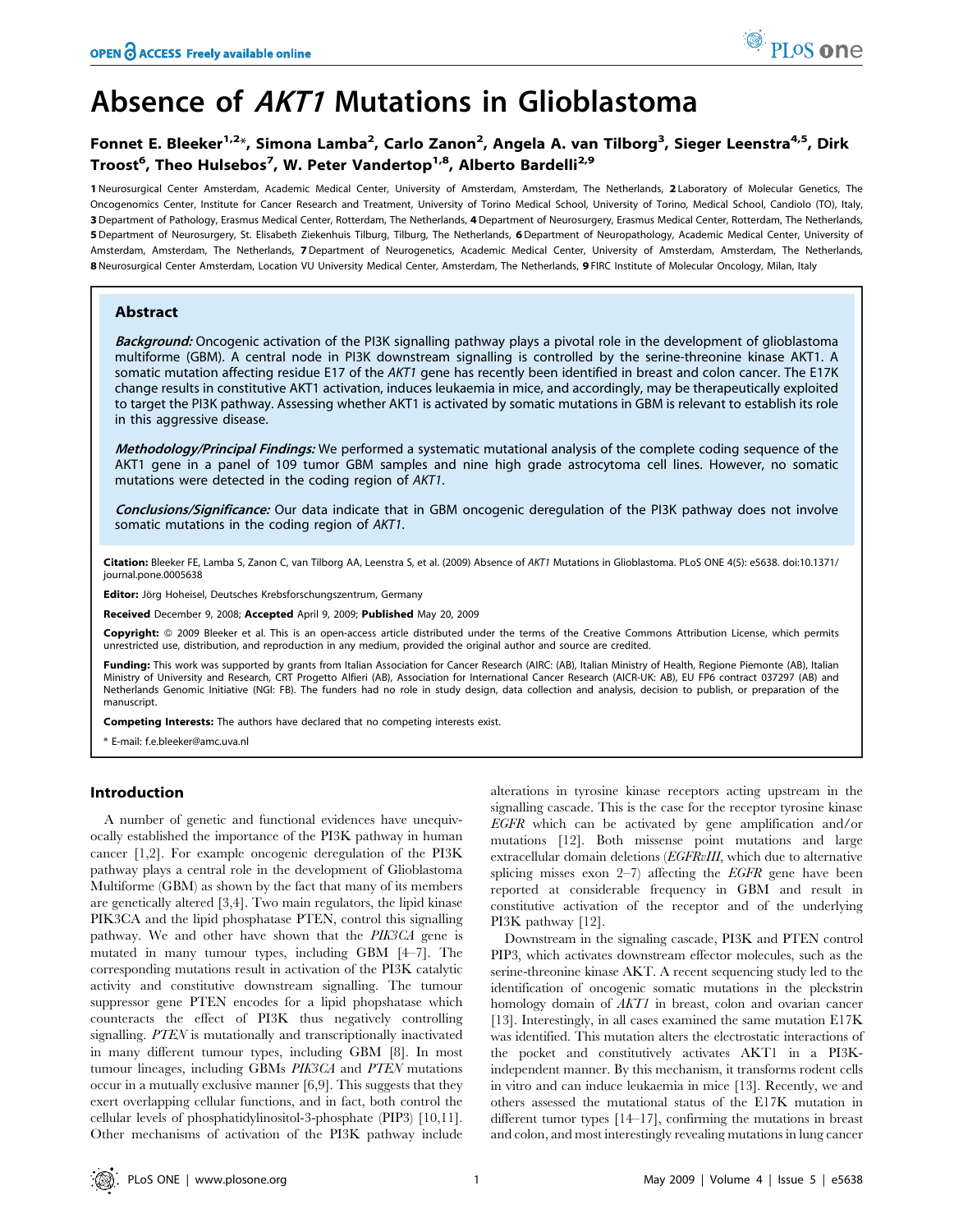# Absence of *AKT1* Mutations in Glioblastoma

**Fonnet E. Bleeker[1,2]\*, Simona Lamba[2], Carlo Zanon[2], Angela A. van Tilborg[3], Sieger Leenstra[4,5], Dirk Troost[6], Theo Hulsebos[7], W. Peter Vandertop[1,8], Alberto Bardelli[2,9]**

1 Neurosurgical Center Amsterdam, Academic Medical Center, University of Amsterdam, Amsterdam, The Netherlands, 2 Laboratory of Molecular Genetics, The Oncogenomics Center, Institute for Cancer Research and Treatment, University of Torino Medical School, University of Torino, Medical School, Candiolo (TO), Italy, 3 Department of Pathology, Erasmus Medical Center, Rotterdam, The Netherlands, 4 Department of Neurosurgery, Erasmus Medical Center, Rotterdam, The Netherlands, 5 Department of Neurosurgery, St. Elisabeth Ziekenhuis Tilburg, Tilburg, The Netherlands, 6 Department of Neuropathology, Academic Medical Center, University of Amsterdam, Amsterdam, The Netherlands, 7 Department of Neurogenetics, Academic Medical Center, University of Amsterdam, Amsterdam, The Netherlands, 8 Neurosurgical Center Amsterdam, Location VU University Medical Center, Amsterdam, The Netherlands, 9 FIRC Institute of Molecular Oncology, Milan, Italy

## Abstract

***Background:*** Oncogenic activation of the PI3K signalling pathway plays a pivotal role in the development of glioblastoma multiforme (GBM). A central node in PI3K downstream signalling is controlled by the serine-threonine kinase AKT1. A somatic mutation affecting residue E17 of the *AKT1* gene has recently been identified in breast and colon cancer. The E17K change results in constitutive AKT1 activation, induces leukaemia in mice, and accordingly, may be therapeutically exploited to target the PI3K pathway. Assessing whether AKT1 is activated by somatic mutations in GBM is relevant to establish its role in this aggressive disease.

***Methodology/Principal Findings:*** We performed a systematic mutational analysis of the complete coding sequence of the AKT1 gene in a panel of 109 tumor GBM samples and nine high grade astrocytoma cell lines. However, no somatic mutations were detected in the coding region of *AKT1*.

***Conclusions/Significance:*** Our data indicate that in GBM oncogenic deregulation of the PI3K pathway does not involve somatic mutations in the coding region of *AKT1*.

**Citation:** Bleeker FE, Lamba S, Zanon C, van Tilborg AA, Leenstra S, et al. (2009) Absence of *AKT1* Mutations in Glioblastoma. PLoS ONE 4(5): e5638. doi:10.1371/journal.pone.0005638

**Editor:** Jörg Hoheisel, Deutsches Krebsforschungszentrum, Germany

**Received** December 9, 2008; **Accepted** April 9, 2009; **Published** May 20, 2009

**Copyright:** © 2009 Bleeker et al. This is an open-access article distributed under the terms of the Creative Commons Attribution License, which permits unrestricted use, distribution, and reproduction in any medium, provided the original author and source are credited.

**Funding:** This work was supported by grants from Italian Association for Cancer Research (AIRC: (AB), Italian Ministry of Health, Regione Piemonte (AB), Italian Ministry of University and Research, CRT Progetto Alfieri (AB), Association for International Cancer Research (AICR-UK: AB), EU FP6 contract 037297 (AB) and Netherlands Genomic Initiative (NGI: FB). The funders had no role in study design, data collection and analysis, decision to publish, or preparation of the manuscript.

**Competing Interests:** The authors have declared that no competing interests exist.

\* E-mail: f.e.bleeker@amc.uva.nl

## Introduction

A number of genetic and functional evidences have unequivocally established the importance of the PI3K pathway in human cancer [1,2]. For example oncogenic deregulation of the PI3K pathway plays a central role in the development of Glioblastoma Multiforme (GBM) as shown by the fact that many of its members are genetically altered [3,4]. Two main regulators, the lipid kinase PIK3CA and the lipid phosphatase PTEN, control this signalling pathway. We and other have shown that the *PIK3CA* gene is mutated in many tumour types, including GBM [4–7]. The corresponding mutations result in activation of the PI3K catalytic activity and constitutive downstream signalling. The tumour suppressor gene PTEN encodes for a lipid phopshatase which counteracts the effect of PI3K thus negatively controlling signalling. *PTEN* is mutationally and transcriptionally inactivated in many different tumour types, including GBM [8]. In most tumour lineages, including GBMs *PIK3CA* and *PTEN* mutations occur in a mutually exclusive manner [6,9]. This suggests that they exert overlapping cellular functions, and in fact, both control the cellular levels of phosphatidylinositol-3-phosphate (PIP3) [10,11]. Other mechanisms of activation of the PI3K pathway include alterations in tyrosine kinase receptors acting upstream in the signalling cascade. This is the case for the receptor tyrosine kinase *EGFR* which can be activated by gene amplification and/or mutations [12]. Both missense point mutations and large extracellular domain deletions (*EGFRvIII*, which due to alternative splicing misses exon 2–7) affecting the *EGFR* gene have been reported at considerable frequency in GBM and result in constitutive activation of the receptor and of the underlying PI3K pathway [12].

Downstream in the signaling cascade, PI3K and PTEN control PIP3, which activates downstream effector molecules, such as the serine-threonine kinase AKT. A recent sequencing study led to the identification of oncogenic somatic mutations in the pleckstrin homology domain of *AKT1* in breast, colon and ovarian cancer [13]. Interestingly, in all cases examined the same mutation E17K was identified. This mutation alters the electrostatic interactions of the pocket and constitutively activates AKT1 in a PI3K-independent manner. By this mechanism, it transforms rodent cells in vitro and can induce leukaemia in mice [13]. Recently, we and others assessed the mutational status of the E17K mutation in different tumor types [14–17], confirming the mutations in breast and colon, and most interestingly revealing mutations in lung cancer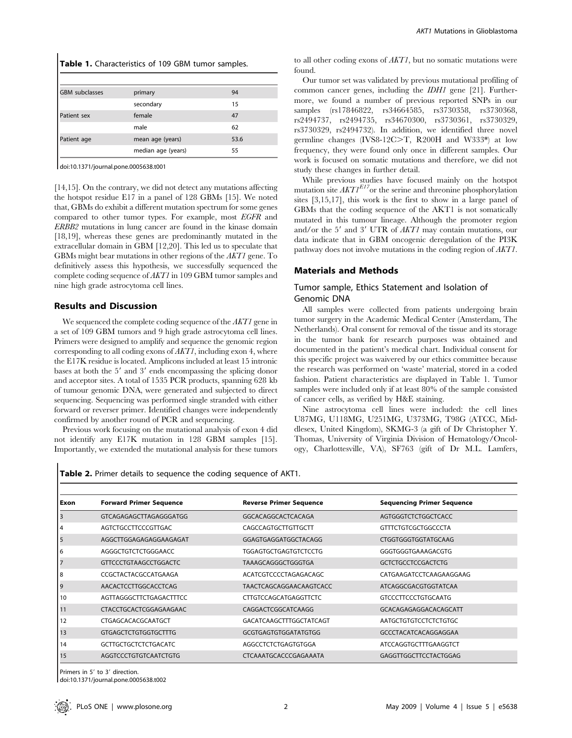**Table 1.** Characteristics of 109 GBM tumor samples.

| | | |
|---|---|---|
| GBM subclasses | primary | 94 |
| | secondary | 15 |
| Patient sex | female | 47 |
| | male | 62 |
| Patient age | mean age (years) | 53.6 |
| | median age (years) | 55 |

doi:10.1371/journal.pone.0005638.t001

[14,15]. On the contrary, we did not detect any mutations affecting the hotspot residue E17 in a panel of 128 GBMs [15]. We noted that, GBMs do exhibit a different mutation spectrum for some genes compared to other tumor types. For example, most *EGFR* and *ERBB2* mutations in lung cancer are found in the kinase domain [18,19], whereas these genes are predominantly mutated in the extracellular domain in GBM [12,20]. This led us to speculate that GBMs might bear mutations in other regions of the *AKT1* gene. To definitively assess this hypothesis, we successfully sequenced the complete coding sequence of *AKT1* in 109 GBM tumor samples and nine high grade astrocytoma cell lines.

## Results and Discussion

We sequenced the complete coding sequence of the *AKT1* gene in a set of 109 GBM tumors and 9 high grade astrocytoma cell lines. Primers were designed to amplify and sequence the genomic region corresponding to all coding exons of *AKT1*, including exon 4, where the E17K residue is located. Amplicons included at least 15 intronic bases at both the 5′ and 3′ ends encompassing the splicing donor and acceptor sites. A total of 1535 PCR products, spanning 628 kb of tumour genomic DNA, were generated and subjected to direct sequencing. Sequencing was performed single stranded with either forward or reverser primer. Identified changes were independently confirmed by another round of PCR and sequencing.

Previous work focusing on the mutational analysis of exon 4 did not identify any E17K mutation in 128 GBM samples [15]. Importantly, we extended the mutational analysis for these tumors to all other coding exons of *AKT1*, but no somatic mutations were found.

Our tumor set was validated by previous mutational profiling of common cancer genes, including the *IDH1* gene [21]. Furthermore, we found a number of previous reported SNPs in our samples (rs17846822, rs34664585, rs3730358, rs3730368, rs2494737, rs2494735, rs34670300, rs3730361, rs3730329, rs3730329, rs2494732). In addition, we identified three novel germline changes (IVS8-12C>T, R200H and W333*) at low frequency, they were found only once in different samples. Our work is focused on somatic mutations and therefore, we did not study these changes in further detail.

While previous studies have focused mainly on the hotspot mutation site $AKT1^{E17}$ or the serine and threonine phosphorylation sites [3,15,17], this work is the first to show in a large panel of GBMs that the coding sequence of the AKT1 is not somatically mutated in this tumour lineage. Although the promoter region and/or the 5′ and 3′ UTR of *AKT1* may contain mutations, our data indicate that in GBM oncogenic deregulation of the PI3K pathway does not involve mutations in the coding region of *AKT1*.

## Materials and Methods

### Tumor sample, Ethics Statement and Isolation of Genomic DNA

All samples were collected from patients undergoing brain tumor surgery in the Academic Medical Center (Amsterdam, The Netherlands). Oral consent for removal of the tissue and its storage in the tumor bank for research purposes was obtained and documented in the patient's medical chart. Individual consent for this specific project was waivered by our ethics committee because the research was performed on 'waste' material, stored in a coded fashion. Patient characteristics are displayed in Table 1. Tumor samples were included only if at least 80% of the sample consisted of cancer cells, as verified by H&E staining.

Nine astrocytoma cell lines were included: the cell lines U87MG, U118MG, U251MG, U373MG, T98G (ATCC, Middlesex, United Kingdom), SKMG-3 (a gift of Dr Christopher Y. Thomas, University of Virginia Division of Hematology/Oncology, Charlottesville, VA), SF763 (gift of Dr M.L. Lamfers,

**Table 2.** Primer details to sequence the coding sequence of AKT1.

| Exon | Forward Primer Sequence | Reverse Primer Sequence | Sequencing Primer Sequence |
|---|---|---|---|
| 3 | GTCAGAGAGCTTAGAGGGATGG | GGCACAGGCACTCACAGA | AGTGGGTCTCTGGCTCACC |
| 4 | AGTCTGCCTTCCCGTTGAC | CAGCCAGTGCTTGTTGCTT | GTTTCTGTCGCTGGCCCTA |
| 5 | AGGCTTGGAGAGAGGAAGAGAT | GGAGTGAGGATGGCTACAGG | CTGGTGGGTGGTATGCAAG |
| 6 | AGGGCTGTCTCTGGGAACC | TGGAGTGCTGAGTGTCTCCTG | GGGTGGGTGAAAGACGTG |
| 7 | GTTCCCTGTAAGCCTGGACTC | TAAAGCAGGGCTGGGTGA | GCTCTGCCTCCGACTCTG |
| 8 | CCGCTACTACGCCATGAAGA | ACATCGTCCCCTAGAGACAGC | CATGAAGATCCTCAAGAAGGAAG |
| 9 | AACACTCCTTGGCACCTCAG | TAACTCAGCAGGAACAAGTCACC | ATCAGGCGACGTGGTATCAA |
| 10 | AGTTAGGGCTTCTGAGACTTTCC | CTTGTCCAGCATGAGGTTCTC | GTCCCTTCCCTGTGCAATG |
| 11 | CTACCTGCACTCGGAGAAGAAC | CAGGACTCGGCATCAAGG | GCACAGAGAGGACACAGCATT |
| 12 | CTGAGCACACGCAATGCT | GACATCAAGCTTTGGCTATCAGT | AATGCTGTGTCCTCTCTGTGC |
| 13 | GTGAGCTCTGTGGTGCTTTG | GCGTGAGTGTGGATATGTGG | GCCCTACATCACAGGAGGAA |
| 14 | GCTTGCTGCTCTCTGACATC | AGGCCTCTCTGAGTGTGGA | ATCCAGGTGCTTTGAAGGTCT |
| 15 | AGGTCCCTGTGTCAATCTGTG | CTCAAATGCACCCGAGAAATA | GAGGTTGGCTTCCTACTGGAG |

Primers in 5′ to 3′ direction.

doi:10.1371/journal.pone.0005638.t002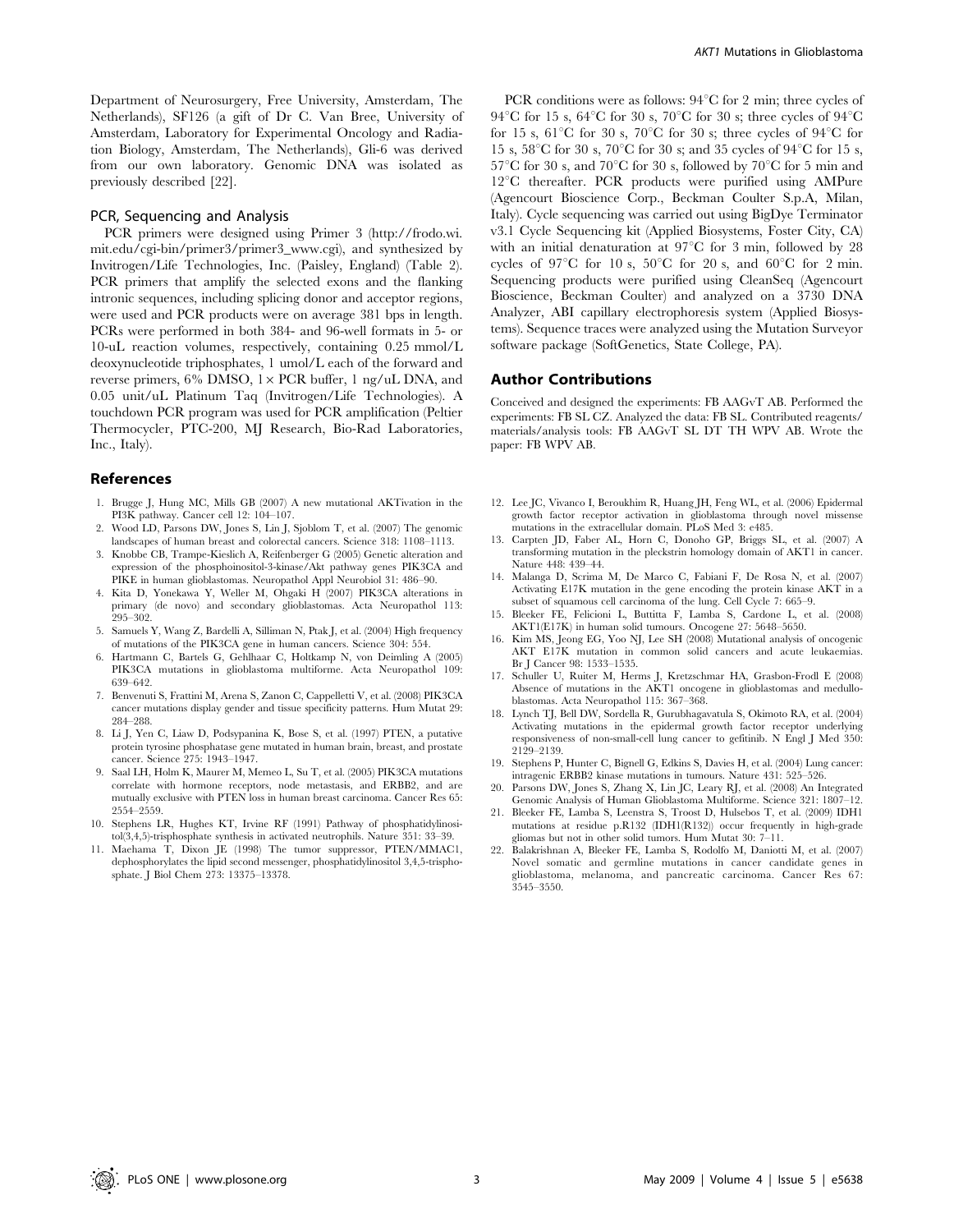Department of Neurosurgery, Free University, Amsterdam, The Netherlands), SF126 (a gift of Dr C. Van Bree, University of Amsterdam, Laboratory for Experimental Oncology and Radiation Biology, Amsterdam, The Netherlands), Gli-6 was derived from our own laboratory. Genomic DNA was isolated as previously described [22].

### PCR, Sequencing and Analysis

PCR primers were designed using Primer 3 (http://frodo.wi.mit.edu/cgi-bin/primer3/primer3_www.cgi), and synthesized by Invitrogen/Life Technologies, Inc. (Paisley, England) (Table 2). PCR primers that amplify the selected exons and the flanking intronic sequences, including splicing donor and acceptor regions, were used and PCR products were on average 381 bps in length. PCRs were performed in both 384- and 96-well formats in 5- or 10-uL reaction volumes, respectively, containing 0.25 mmol/L deoxynucleotide triphosphates, 1 umol/L each of the forward and reverse primers, 6% DMSO, 1× PCR buffer, 1 ng/uL DNA, and 0.05 unit/uL Platinum Taq (Invitrogen/Life Technologies). A touchdown PCR program was used for PCR amplification (Peltier Thermocycler, PTC-200, MJ Research, Bio-Rad Laboratories, Inc., Italy).

PCR conditions were as follows: 94°C for 2 min; three cycles of 94°C for 15 s, 64°C for 30 s, 70°C for 30 s; three cycles of 94°C for 15 s, 61°C for 30 s, 70°C for 30 s; three cycles of 94°C for 15 s, 58°C for 30 s, 70°C for 30 s; and 35 cycles of 94°C for 15 s, 57°C for 30 s, and 70°C for 30 s, followed by 70°C for 5 min and 12°C thereafter. PCR products were purified using AMPure (Agencourt Bioscience Corp., Beckman Coulter S.p.A, Milan, Italy). Cycle sequencing was carried out using BigDye Terminator v3.1 Cycle Sequencing kit (Applied Biosystems, Foster City, CA) with an initial denaturation at 97°C for 3 min, followed by 28 cycles of 97°C for 10 s, 50°C for 20 s, and 60°C for 2 min. Sequencing products were purified using CleanSeq (Agencourt Bioscience, Beckman Coulter) and analyzed on a 3730 DNA Analyzer, ABI capillary electrophoresis system (Applied Biosystems). Sequence traces were analyzed using the Mutation Surveyor software package (SoftGenetics, State College, PA).

## Author Contributions

Conceived and designed the experiments: FB AAGvT AB. Performed the experiments: FB SL CZ. Analyzed the data: FB SL. Contributed reagents/materials/analysis tools: FB AAGvT SL DT TH WPV AB. Wrote the paper: FB WPV AB.

## References

1. Brugge J, Hung MC, Mills GB (2007) A new mutational AKTivation in the PI3K pathway. Cancer cell 12: 104–107.
2. Wood LD, Parsons DW, Jones S, Lin J, Sjoblom T, et al. (2007) The genomic landscapes of human breast and colorectal cancers. Science 318: 1108–1113.
3. Knobbe CB, Trampe-Kieslich A, Reifenberger G (2005) Genetic alteration and expression of the phosphoinositol-3-kinase/Akt pathway genes PIK3CA and PIKE in human glioblastomas. Neuropathol Appl Neurobiol 31: 486–90.
4. Kita D, Yonekawa Y, Weller M, Ohgaki H (2007) PIK3CA alterations in primary (de novo) and secondary glioblastomas. Acta Neuropathol 113: 295–302.
5. Samuels Y, Wang Z, Bardelli A, Silliman N, Ptak J, et al. (2004) High frequency of mutations of the PIK3CA gene in human cancers. Science 304: 554.
6. Hartmann C, Bartels G, Gehlhaar C, Holtkamp N, von Deimling A (2005) PIK3CA mutations in glioblastoma multiforme. Acta Neuropathol 109: 639–642.
7. Benvenuti S, Frattini M, Arena S, Zanon C, Cappelletti V, et al. (2008) PIK3CA cancer mutations display gender and tissue specificity patterns. Hum Mutat 29: 284–288.
8. Li J, Yen C, Liaw D, Podsypanina K, Bose S, et al. (1997) PTEN, a putative protein tyrosine phosphatase gene mutated in human brain, breast, and prostate cancer. Science 275: 1943–1947.
9. Saal LH, Holm K, Maurer M, Memeo L, Su T, et al. (2005) PIK3CA mutations correlate with hormone receptors, node metastasis, and ERBB2, and are mutually exclusive with PTEN loss in human breast carcinoma. Cancer Res 65: 2554–2559.
10. Stephens LR, Hughes KT, Irvine RF (1991) Pathway of phosphatidylinositol(3,4,5)-trisphosphate synthesis in activated neutrophils. Nature 351: 33–39.
11. Maehama T, Dixon JE (1998) The tumor suppressor, PTEN/MMAC1, dephosphorylates the lipid second messenger, phosphatidylinositol 3,4,5-trisphosphate. J Biol Chem 273: 13375–13378.
12. Lee JC, Vivanco I, Beroukhim R, Huang JH, Feng WL, et al. (2006) Epidermal growth factor receptor activation in glioblastoma through novel missense mutations in the extracellular domain. PLoS Med 3: e485.
13. Carpten JD, Faber AL, Horn C, Donoho GP, Briggs SL, et al. (2007) A transforming mutation in the pleckstrin homology domain of AKT1 in cancer. Nature 448: 439–44.
14. Malanga D, Scrima M, De Marco C, Fabiani F, De Rosa N, et al. (2007) Activating E17K mutation in the gene encoding the protein kinase AKT in a subset of squamous cell carcinoma of the lung. Cell Cycle 7: 665–9.
15. Bleeker FE, Felicioni L, Buttitta F, Lamba S, Cardone L, et al. (2008) AKT1(E17K) in human solid tumours. Oncogene 27: 5648–5650.
16. Kim MS, Jeong EG, Yoo NJ, Lee SH (2008) Mutational analysis of oncogenic AKT E17K mutation in common solid cancers and acute leukaemias. Br J Cancer 98: 1533–1535.
17. Schuller U, Ruiter M, Herms J, Kretzschmar HA, Grasbon-Frodl E (2008) Absence of mutations in the AKT1 oncogene in glioblastomas and medulloblastomas. Acta Neuropathol 115: 367–368.
18. Lynch TJ, Bell DW, Sordella R, Gurubhagavatula S, Okimoto RA, et al. (2004) Activating mutations in the epidermal growth factor receptor underlying responsiveness of non-small-cell lung cancer to gefitinib. N Engl J Med 350: 2129–2139.
19. Stephens P, Hunter C, Bignell G, Edkins S, Davies H, et al. (2004) Lung cancer: intragenic ERBB2 kinase mutations in tumours. Nature 431: 525–526.
20. Parsons DW, Jones S, Zhang X, Lin JC, Leary RJ, et al. (2008) An Integrated Genomic Analysis of Human Glioblastoma Multiforme. Science 321: 1807–12.
21. Bleeker FE, Lamba S, Leenstra S, Troost D, Hulsebos T, et al. (2009) IDH1 mutations at residue p.R132 (IDH1(R132)) occur frequently in high-grade gliomas but not in other solid tumors. Hum Mutat 30: 7–11.
22. Balakrishnan A, Bleeker FE, Lamba S, Rodolfo M, Daniotti M, et al. (2007) Novel somatic and germline mutations in cancer candidate genes in glioblastoma, melanoma, and pancreatic carcinoma. Cancer Res 67: 3545–3550.